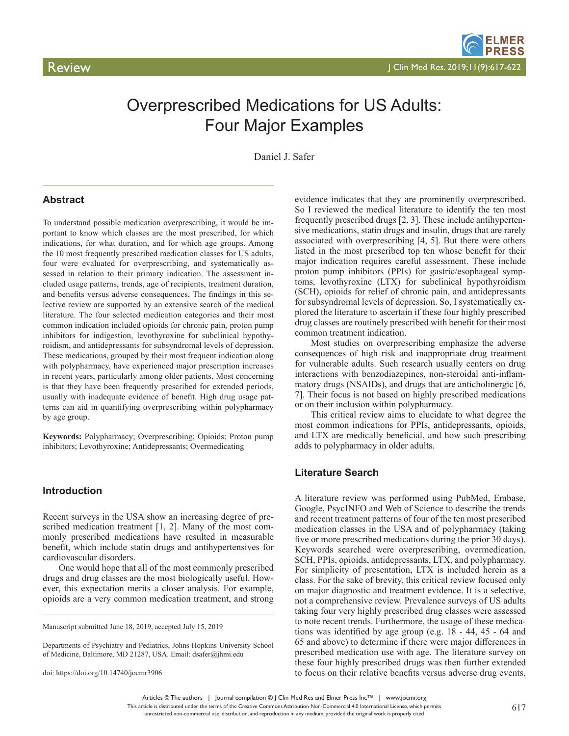Review

# Overprescribed Medications for US Adults: Four Major Examples

Daniel J. Safer

## Abstract

To understand possible medication overprescribing, it would be important to know which classes are the most prescribed, for which indications, for what duration, and for which age groups. Among the 10 most frequently prescribed medication classes for US adults, four were evaluated for overprescribing, and systematically assessed in relation to their primary indication. The assessment included usage patterns, trends, age of recipients, treatment duration, and benefits versus adverse consequences. The findings in this selective review are supported by an extensive search of the medical literature. The four selected medication categories and their most common indication included opioids for chronic pain, proton pump inhibitors for indigestion, levothyroxine for subclinical hypothyroidism, and antidepressants for subsyndromal levels of depression. These medications, grouped by their most frequent indication along with polypharmacy, have experienced major prescription increases in recent years, particularly among older patients. Most concerning is that they have been frequently prescribed for extended periods, usually with inadequate evidence of benefit. High drug usage patterns can aid in quantifying overprescribing within polypharmacy by age group.

**Keywords:** Polypharmacy; Overprescribing; Opioids; Proton pump inhibitors; Levothyroxine; Antidepressants; Overmedicating

## Introduction

Recent surveys in the USA show an increasing degree of prescribed medication treatment [1, 2]. Many of the most commonly prescribed medications have resulted in measurable benefit, which include statin drugs and antihypertensives for cardiovascular disorders.

One would hope that all of the most commonly prescribed drugs and drug classes are the most biologically useful. However, this expectation merits a closer analysis. For example, opioids are a very common medication treatment, and strong evidence indicates that they are prominently overprescribed. So I reviewed the medical literature to identify the ten most frequently prescribed drugs [2, 3]. These include antihypertensive medications, statin drugs and insulin, drugs that are rarely associated with overprescribing [4, 5]. But there were others listed in the most prescribed top ten whose benefit for their major indication requires careful assessment. These include proton pump inhibitors (PPIs) for gastric/esophageal symptoms, levothyroxine (LTX) for subclinical hypothyroidism (SCH), opioids for relief of chronic pain, and antidepressants for subsyndromal levels of depression. So, I systematically explored the literature to ascertain if these four highly prescribed drug classes are routinely prescribed with benefit for their most common treatment indication.

Most studies on overprescribing emphasize the adverse consequences of high risk and inappropriate drug treatment for vulnerable adults. Such research usually centers on drug interactions with benzodiazepines, non-steroidal anti-inflammatory drugs (NSAIDs), and drugs that are anticholinergic [6, 7]. Their focus is not based on highly prescribed medications or on their inclusion within polypharmacy.

This critical review aims to elucidate to what degree the most common indications for PPIs, antidepressants, opioids, and LTX are medically beneficial, and how such prescribing adds to polypharmacy in older adults.

## Literature Search

A literature review was performed using PubMed, Embase, Google, PsycINFO and Web of Science to describe the trends and recent treatment patterns of four of the ten most prescribed medication classes in the USA and of polypharmacy (taking five or more prescribed medications during the prior 30 days). Keywords searched were overprescribing, overmedication, SCH, PPIs, opioids, antidepressants, LTX, and polypharmacy. For simplicity of presentation, LTX is included herein as a class. For the sake of brevity, this critical review focused only on major diagnostic and treatment evidence. It is a selective, not a comprehensive review. Prevalence surveys of US adults taking four very highly prescribed drug classes were assessed to note recent trends. Furthermore, the usage of these medications was identified by age group (e.g. 18 - 44, 45 - 64 and 65 and above) to determine if there were major differences in prescribed medication use with age. The literature survey on these four highly prescribed drugs was then further extended to focus on their relative benefits versus adverse drug events,

Manuscript submitted June 18, 2019, accepted July 15, 2019

Departments of Psychiatry and Pediatrics, Johns Hopkins University School of Medicine, Baltimore, MD 21287, USA. Email: dsafer@jhmi.edu

doi: https://doi.org/10.14740/jocmr3906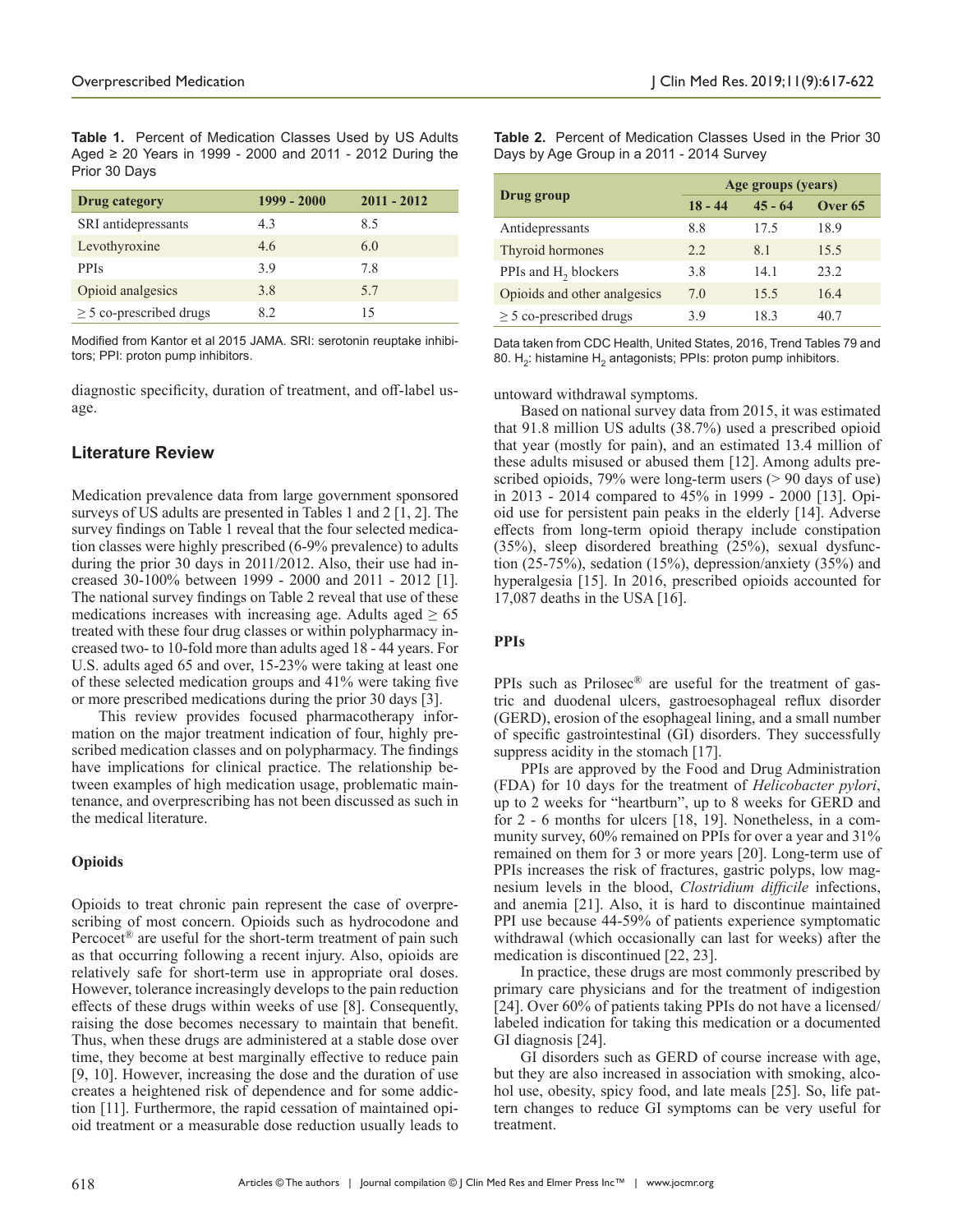**Table 1.** Percent of Medication Classes Used by US Adults Aged ≥ 20 Years in 1999 - 2000 and 2011 - 2012 During the Prior 30 Days

| Drug category | 1999 - 2000 | 2011 - 2012 |
|---|---|---|
| SRI antidepressants | 4.3 | 8.5 |
| Levothyroxine | 4.6 | 6.0 |
| PPIs | 3.9 | 7.8 |
| Opioid analgesics | 3.8 | 5.7 |
| ≥ 5 co-prescribed drugs | 8.2 | 15 |

Modified from Kantor et al 2015 JAMA. SRI: serotonin reuptake inhibitors; PPI: proton pump inhibitors.

**Table 2.** Percent of Medication Classes Used in the Prior 30 Days by Age Group in a 2011 - 2014 Survey

| Drug group | Age groups (years) | | |
|---|---|---|---|
| | 18 - 44 | 45 - 64 | Over 65 |
| Antidepressants | 8.8 | 17.5 | 18.9 |
| Thyroid hormones | 2.2 | 8.1 | 15.5 |
| PPIs and $H_2$ blockers | 3.8 | 14.1 | 23.2 |
| Opioids and other analgesics | 7.0 | 15.5 | 16.4 |
| ≥ 5 co-prescribed drugs | 3.9 | 18.3 | 40.7 |

Data taken from CDC Health, United States, 2016, Trend Tables 79 and 80. $H_2$: histamine $H_2$ antagonists; PPIs: proton pump inhibitors.

diagnostic specificity, duration of treatment, and off-label usage.

## Literature Review

Medication prevalence data from large government sponsored surveys of US adults are presented in Tables 1 and 2 [1, 2]. The survey findings on Table 1 reveal that the four selected medication classes were highly prescribed (6-9% prevalence) to adults during the prior 30 days in 2011/2012. Also, their use had increased 30-100% between 1999 - 2000 and 2011 - 2012 [1]. The national survey findings on Table 2 reveal that use of these medications increases with increasing age. Adults aged ≥ 65 treated with these four drug classes or within polypharmacy increased two- to 10-fold more than adults aged 18 - 44 years. For U.S. adults aged 65 and over, 15-23% were taking at least one of these selected medication groups and 41% were taking five or more prescribed medications during the prior 30 days [3].

This review provides focused pharmacotherapy information on the major treatment indication of four, highly prescribed medication classes and on polypharmacy. The findings have implications for clinical practice. The relationship between examples of high medication usage, problematic maintenance, and overprescribing has not been discussed as such in the medical literature.

### Opioids

Opioids to treat chronic pain represent the case of overprescribing of most concern. Opioids such as hydrocodone and Percocet® are useful for the short-term treatment of pain such as that occurring following a recent injury. Also, opioids are relatively safe for short-term use in appropriate oral doses. However, tolerance increasingly develops to the pain reduction effects of these drugs within weeks of use [8]. Consequently, raising the dose becomes necessary to maintain that benefit. Thus, when these drugs are administered at a stable dose over time, they become at best marginally effective to reduce pain [9, 10]. However, increasing the dose and the duration of use creates a heightened risk of dependence and for some addiction [11]. Furthermore, the rapid cessation of maintained opioid treatment or a measurable dose reduction usually leads to untoward withdrawal symptoms.

Based on national survey data from 2015, it was estimated that 91.8 million US adults (38.7%) used a prescribed opioid that year (mostly for pain), and an estimated 13.4 million of these adults misused or abused them [12]. Among adults prescribed opioids, 79% were long-term users (> 90 days of use) in 2013 - 2014 compared to 45% in 1999 - 2000 [13]. Opioid use for persistent pain peaks in the elderly [14]. Adverse effects from long-term opioid therapy include constipation (35%), sleep disordered breathing (25%), sexual dysfunction (25-75%), sedation (15%), depression/anxiety (35%) and hyperalgesia [15]. In 2016, prescribed opioids accounted for 17,087 deaths in the USA [16].

### PPIs

PPIs such as Prilosec® are useful for the treatment of gastric and duodenal ulcers, gastroesophageal reflux disorder (GERD), erosion of the esophageal lining, and a small number of specific gastrointestinal (GI) disorders. They successfully suppress acidity in the stomach [17].

PPIs are approved by the Food and Drug Administration (FDA) for 10 days for the treatment of *Helicobacter pylori*, up to 2 weeks for "heartburn", up to 8 weeks for GERD and for 2 - 6 months for ulcers [18, 19]. Nonetheless, in a community survey, 60% remained on PPIs for over a year and 31% remained on them for 3 or more years [20]. Long-term use of PPIs increases the risk of fractures, gastric polyps, low magnesium levels in the blood, *Clostridium difficile* infections, and anemia [21]. Also, it is hard to discontinue maintained PPI use because 44-59% of patients experience symptomatic withdrawal (which occasionally can last for weeks) after the medication is discontinued [22, 23].

In practice, these drugs are most commonly prescribed by primary care physicians and for the treatment of indigestion [24]. Over 60% of patients taking PPIs do not have a licensed/labeled indication for taking this medication or a documented GI diagnosis [24].

GI disorders such as GERD of course increase with age, but they are also increased in association with smoking, alcohol use, obesity, spicy food, and late meals [25]. So, life pattern changes to reduce GI symptoms can be very useful for treatment.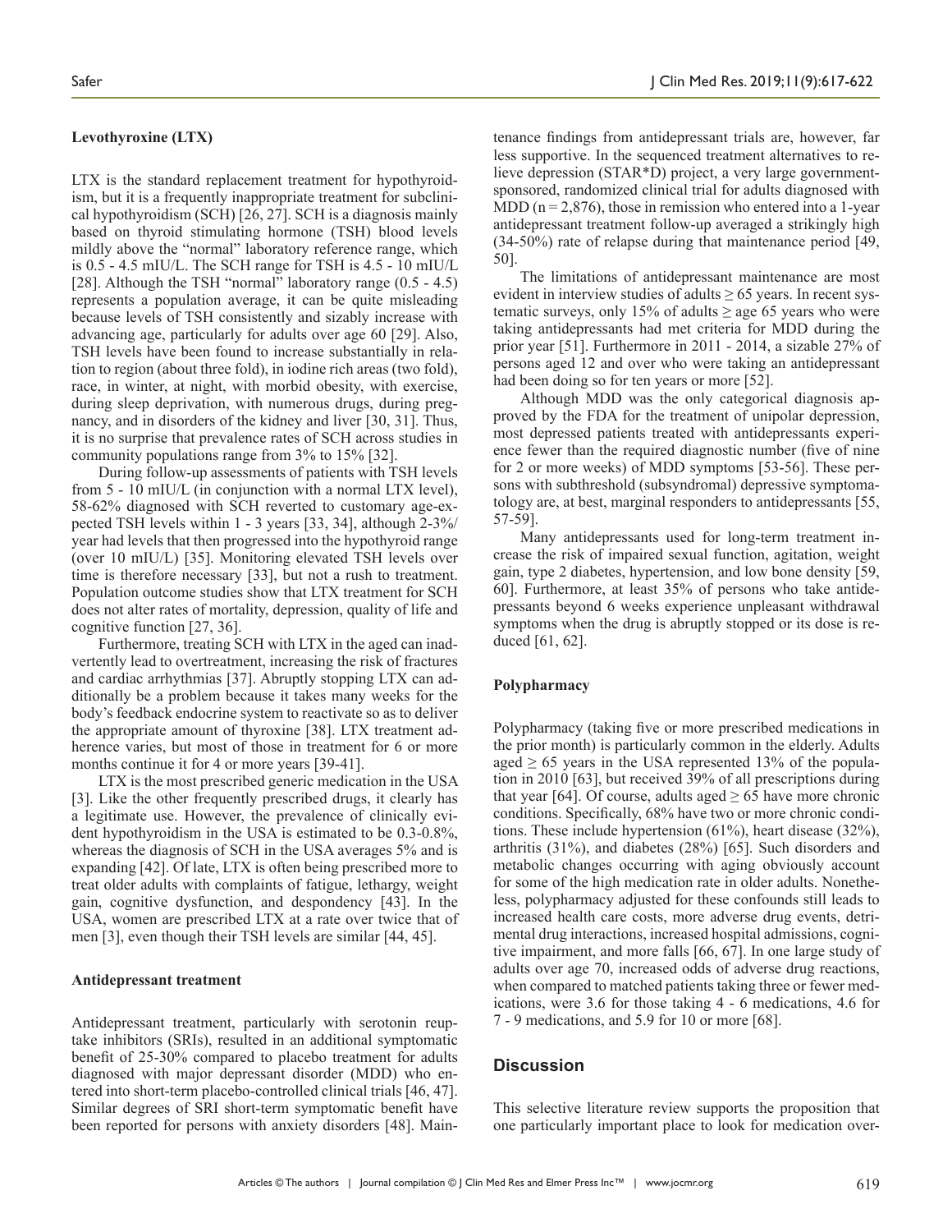### Levothyroxine (LTX)

LTX is the standard replacement treatment for hypothyroidism, but it is a frequently inappropriate treatment for subclinical hypothyroidism (SCH) [26, 27]. SCH is a diagnosis mainly based on thyroid stimulating hormone (TSH) blood levels mildly above the "normal" laboratory reference range, which is 0.5 - 4.5 mIU/L. The SCH range for TSH is 4.5 - 10 mIU/L [28]. Although the TSH "normal" laboratory range (0.5 - 4.5) represents a population average, it can be quite misleading because levels of TSH consistently and sizably increase with advancing age, particularly for adults over age 60 [29]. Also, TSH levels have been found to increase substantially in relation to region (about three fold), in iodine rich areas (two fold), race, in winter, at night, with morbid obesity, with exercise, during sleep deprivation, with numerous drugs, during pregnancy, and in disorders of the kidney and liver [30, 31]. Thus, it is no surprise that prevalence rates of SCH across studies in community populations range from 3% to 15% [32].

During follow-up assessments of patients with TSH levels from 5 - 10 mIU/L (in conjunction with a normal LTX level), 58-62% diagnosed with SCH reverted to customary age-expected TSH levels within 1 - 3 years [33, 34], although 2-3%/year had levels that then progressed into the hypothyroid range (over 10 mIU/L) [35]. Monitoring elevated TSH levels over time is therefore necessary [33], but not a rush to treatment. Population outcome studies show that LTX treatment for SCH does not alter rates of mortality, depression, quality of life and cognitive function [27, 36].

Furthermore, treating SCH with LTX in the aged can inadvertently lead to overtreatment, increasing the risk of fractures and cardiac arrhythmias [37]. Abruptly stopping LTX can additionally be a problem because it takes many weeks for the body's feedback endocrine system to reactivate so as to deliver the appropriate amount of thyroxine [38]. LTX treatment adherence varies, but most of those in treatment for 6 or more months continue it for 4 or more years [39-41].

LTX is the most prescribed generic medication in the USA [3]. Like the other frequently prescribed drugs, it clearly has a legitimate use. However, the prevalence of clinically evident hypothyroidism in the USA is estimated to be 0.3-0.8%, whereas the diagnosis of SCH in the USA averages 5% and is expanding [42]. Of late, LTX is often being prescribed more to treat older adults with complaints of fatigue, lethargy, weight gain, cognitive dysfunction, and despondency [43]. In the USA, women are prescribed LTX at a rate over twice that of men [3], even though their TSH levels are similar [44, 45].

### Antidepressant treatment

Antidepressant treatment, particularly with serotonin reuptake inhibitors (SRIs), resulted in an additional symptomatic benefit of 25-30% compared to placebo treatment for adults diagnosed with major depressant disorder (MDD) who entered into short-term placebo-controlled clinical trials [46, 47]. Similar degrees of SRI short-term symptomatic benefit have been reported for persons with anxiety disorders [48]. Maintenance findings from antidepressant trials are, however, far less supportive. In the sequenced treatment alternatives to relieve depression (STAR*D) project, a very large government-sponsored, randomized clinical trial for adults diagnosed with MDD (n = 2,876), those in remission who entered into a 1-year antidepressant treatment follow-up averaged a strikingly high (34-50%) rate of relapse during that maintenance period [49, 50].

The limitations of antidepressant maintenance are most evident in interview studies of adults ≥ 65 years. In recent systematic surveys, only 15% of adults ≥ age 65 years who were taking antidepressants had met criteria for MDD during the prior year [51]. Furthermore in 2011 - 2014, a sizable 27% of persons aged 12 and over who were taking an antidepressant had been doing so for ten years or more [52].

Although MDD was the only categorical diagnosis approved by the FDA for the treatment of unipolar depression, most depressed patients treated with antidepressants experience fewer than the required diagnostic number (five of nine for 2 or more weeks) of MDD symptoms [53-56]. These persons with subthreshold (subsyndromal) depressive symptomatology are, at best, marginal responders to antidepressants [55, 57-59].

Many antidepressants used for long-term treatment increase the risk of impaired sexual function, agitation, weight gain, type 2 diabetes, hypertension, and low bone density [59, 60]. Furthermore, at least 35% of persons who take antidepressants beyond 6 weeks experience unpleasant withdrawal symptoms when the drug is abruptly stopped or its dose is reduced [61, 62].

### Polypharmacy

Polypharmacy (taking five or more prescribed medications in the prior month) is particularly common in the elderly. Adults aged ≥ 65 years in the USA represented 13% of the population in 2010 [63], but received 39% of all prescriptions during that year [64]. Of course, adults aged ≥ 65 have more chronic conditions. Specifically, 68% have two or more chronic conditions. These include hypertension (61%), heart disease (32%), arthritis (31%), and diabetes (28%) [65]. Such disorders and metabolic changes occurring with aging obviously account for some of the high medication rate in older adults. Nonetheless, polypharmacy adjusted for these confounds still leads to increased health care costs, more adverse drug events, detrimental drug interactions, increased hospital admissions, cognitive impairment, and more falls [66, 67]. In one large study of adults over age 70, increased odds of adverse drug reactions, when compared to matched patients taking three or fewer medications, were 3.6 for those taking 4 - 6 medications, 4.6 for 7 - 9 medications, and 5.9 for 10 or more [68].

## Discussion

This selective literature review supports the proposition that one particularly important place to look for medication over-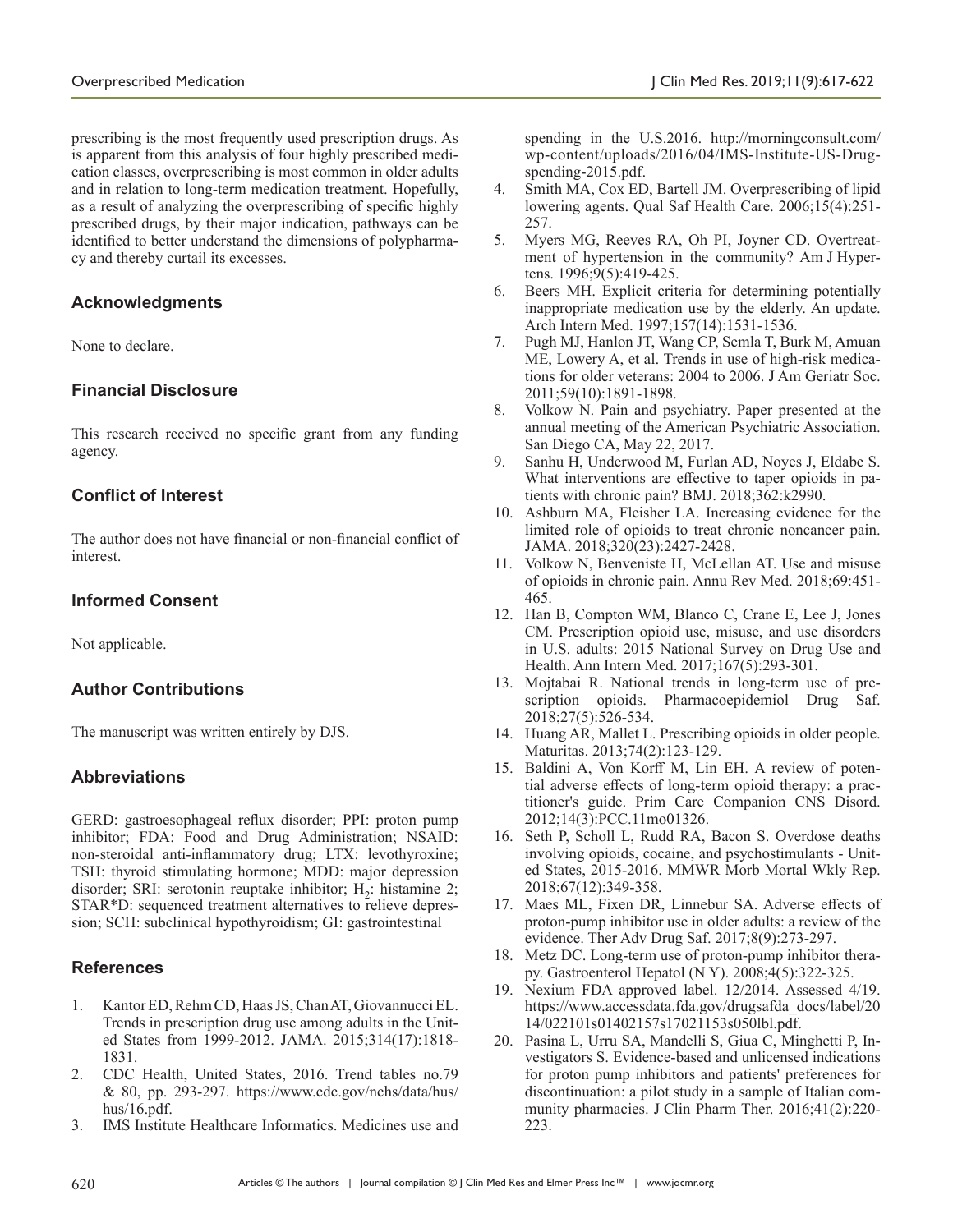prescribing is the most frequently used prescription drugs. As is apparent from this analysis of four highly prescribed medication classes, overprescribing is most common in older adults and in relation to long-term medication treatment. Hopefully, as a result of analyzing the overprescribing of specific highly prescribed drugs, by their major indication, pathways can be identified to better understand the dimensions of polypharmacy and thereby curtail its excesses.

## Acknowledgments

None to declare.

## Financial Disclosure

This research received no specific grant from any funding agency.

## Conflict of Interest

The author does not have financial or non-financial conflict of interest.

## Informed Consent

Not applicable.

## Author Contributions

The manuscript was written entirely by DJS.

## Abbreviations

GERD: gastroesophageal reflux disorder; PPI: proton pump inhibitor; FDA: Food and Drug Administration; NSAID: non-steroidal anti-inflammatory drug; LTX: levothyroxine; TSH: thyroid stimulating hormone; MDD: major depression disorder; SRI: serotonin reuptake inhibitor; $H_2$: histamine 2; STAR*D: sequenced treatment alternatives to relieve depression; SCH: subclinical hypothyroidism; GI: gastrointestinal

## References

1. Kantor ED, Rehm CD, Haas JS, Chan AT, Giovannucci EL. Trends in prescription drug use among adults in the United States from 1999-2012. JAMA. 2015;314(17):1818-1831.
2. CDC Health, United States, 2016. Trend tables no.79 & 80, pp. 293-297. https://www.cdc.gov/nchs/data/hus/hus/16.pdf.
3. IMS Institute Healthcare Informatics. Medicines use and spending in the U.S.2016. http://morningconsult.com/wp-content/uploads/2016/04/IMS-Institute-US-Drug-spending-2015.pdf.
4. Smith MA, Cox ED, Bartell JM. Overprescribing of lipid lowering agents. Qual Saf Health Care. 2006;15(4):251-257.
5. Myers MG, Reeves RA, Oh PI, Joyner CD. Overtreatment of hypertension in the community? Am J Hypertens. 1996;9(5):419-425.
6. Beers MH. Explicit criteria for determining potentially inappropriate medication use by the elderly. An update. Arch Intern Med. 1997;157(14):1531-1536.
7. Pugh MJ, Hanlon JT, Wang CP, Semla T, Burk M, Amuan ME, Lowery A, et al. Trends in use of high-risk medications for older veterans: 2004 to 2006. J Am Geriatr Soc. 2011;59(10):1891-1898.
8. Volkow N. Pain and psychiatry. Paper presented at the annual meeting of the American Psychiatric Association. San Diego CA, May 22, 2017.
9. Sanhu H, Underwood M, Furlan AD, Noyes J, Eldabe S. What interventions are effective to taper opioids in patients with chronic pain? BMJ. 2018;362:k2990.
10. Ashburn MA, Fleisher LA. Increasing evidence for the limited role of opioids to treat chronic noncancer pain. JAMA. 2018;320(23):2427-2428.
11. Volkow N, Benveniste H, McLellan AT. Use and misuse of opioids in chronic pain. Annu Rev Med. 2018;69:451-465.
12. Han B, Compton WM, Blanco C, Crane E, Lee J, Jones CM. Prescription opioid use, misuse, and use disorders in U.S. adults: 2015 National Survey on Drug Use and Health. Ann Intern Med. 2017;167(5):293-301.
13. Mojtabai R. National trends in long-term use of prescription opioids. Pharmacoepidemiol Drug Saf. 2018;27(5):526-534.
14. Huang AR, Mallet L. Prescribing opioids in older people. Maturitas. 2013;74(2):123-129.
15. Baldini A, Von Korff M, Lin EH. A review of potential adverse effects of long-term opioid therapy: a practitioner's guide. Prim Care Companion CNS Disord. 2012;14(3):PCC.11mo01326.
16. Seth P, Scholl L, Rudd RA, Bacon S. Overdose deaths involving opioids, cocaine, and psychostimulants - United States, 2015-2016. MMWR Morb Mortal Wkly Rep. 2018;67(12):349-358.
17. Maes ML, Fixen DR, Linnebur SA. Adverse effects of proton-pump inhibitor use in older adults: a review of the evidence. Ther Adv Drug Saf. 2017;8(9):273-297.
18. Metz DC. Long-term use of proton-pump inhibitor therapy. Gastroenterol Hepatol (N Y). 2008;4(5):322-325.
19. Nexium FDA approved label. 12/2014. Assessed 4/19. https://www.accessdata.fda.gov/drugsafda_docs/label/2014/022101s01402157s17021153s050lbl.pdf.
20. Pasina L, Urru SA, Mandelli S, Giua C, Minghetti P, Investigators S. Evidence-based and unlicensed indications for proton pump inhibitors and patients' preferences for discontinuation: a pilot study in a sample of Italian community pharmacies. J Clin Pharm Ther. 2016;41(2):220-223.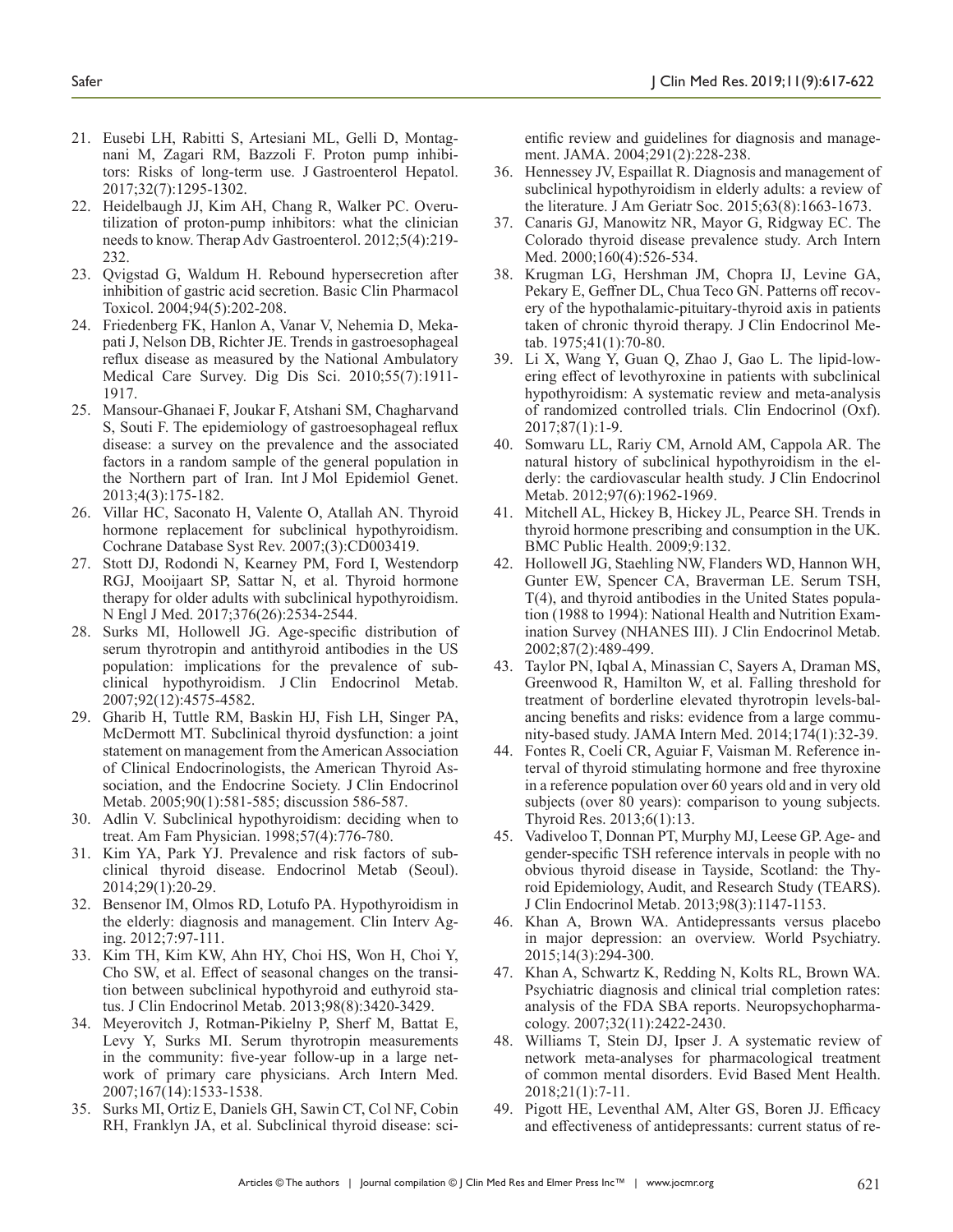21. Eusebi LH, Rabitti S, Artesiani ML, Gelli D, Montagnani M, Zagari RM, Bazzoli F. Proton pump inhibitors: Risks of long-term use. J Gastroenterol Hepatol. 2017;32(7):1295-1302.
22. Heidelbaugh JJ, Kim AH, Chang R, Walker PC. Overutilization of proton-pump inhibitors: what the clinician needs to know. Therap Adv Gastroenterol. 2012;5(4):219-232.
23. Qvigstad G, Waldum H. Rebound hypersecretion after inhibition of gastric acid secretion. Basic Clin Pharmacol Toxicol. 2004;94(5):202-208.
24. Friedenberg FK, Hanlon A, Vanar V, Nehemia D, Mekapati J, Nelson DB, Richter JE. Trends in gastroesophageal reflux disease as measured by the National Ambulatory Medical Care Survey. Dig Dis Sci. 2010;55(7):1911-1917.
25. Mansour-Ghanaei F, Joukar F, Atshani SM, Chagharvand S, Souti F. The epidemiology of gastroesophageal reflux disease: a survey on the prevalence and the associated factors in a random sample of the general population in the Northern part of Iran. Int J Mol Epidemiol Genet. 2013;4(3):175-182.
26. Villar HC, Saconato H, Valente O, Atallah AN. Thyroid hormone replacement for subclinical hypothyroidism. Cochrane Database Syst Rev. 2007;(3):CD003419.
27. Stott DJ, Rodondi N, Kearney PM, Ford I, Westendorp RGJ, Mooijaart SP, Sattar N, et al. Thyroid hormone therapy for older adults with subclinical hypothyroidism. N Engl J Med. 2017;376(26):2534-2544.
28. Surks MI, Hollowell JG. Age-specific distribution of serum thyrotropin and antithyroid antibodies in the US population: implications for the prevalence of subclinical hypothyroidism. J Clin Endocrinol Metab. 2007;92(12):4575-4582.
29. Gharib H, Tuttle RM, Baskin HJ, Fish LH, Singer PA, McDermott MT. Subclinical thyroid dysfunction: a joint statement on management from the American Association of Clinical Endocrinologists, the American Thyroid Association, and the Endocrine Society. J Clin Endocrinol Metab. 2005;90(1):581-585; discussion 586-587.
30. Adlin V. Subclinical hypothyroidism: deciding when to treat. Am Fam Physician. 1998;57(4):776-780.
31. Kim YA, Park YJ. Prevalence and risk factors of subclinical thyroid disease. Endocrinol Metab (Seoul). 2014;29(1):20-29.
32. Bensenor IM, Olmos RD, Lotufo PA. Hypothyroidism in the elderly: diagnosis and management. Clin Interv Aging. 2012;7:97-111.
33. Kim TH, Kim KW, Ahn HY, Choi HS, Won H, Choi Y, Cho SW, et al. Effect of seasonal changes on the transition between subclinical hypothyroid and euthyroid status. J Clin Endocrinol Metab. 2013;98(8):3420-3429.
34. Meyerovitch J, Rotman-Pikielny P, Sherf M, Battat E, Levy Y, Surks MI. Serum thyrotropin measurements in the community: five-year follow-up in a large network of primary care physicians. Arch Intern Med. 2007;167(14):1533-1538.
35. Surks MI, Ortiz E, Daniels GH, Sawin CT, Col NF, Cobin RH, Franklyn JA, et al. Subclinical thyroid disease: scientific review and guidelines for diagnosis and management. JAMA. 2004;291(2):228-238.
36. Hennessey JV, Espaillat R. Diagnosis and management of subclinical hypothyroidism in elderly adults: a review of the literature. J Am Geriatr Soc. 2015;63(8):1663-1673.
37. Canaris GJ, Manowitz NR, Mayor G, Ridgway EC. The Colorado thyroid disease prevalence study. Arch Intern Med. 2000;160(4):526-534.
38. Krugman LG, Hershman JM, Chopra IJ, Levine GA, Pekary E, Geffner DL, Chua Teco GN. Patterns off recovery of the hypothalamic-pituitary-thyroid axis in patients taken of chronic thyroid therapy. J Clin Endocrinol Metab. 1975;41(1):70-80.
39. Li X, Wang Y, Guan Q, Zhao J, Gao L. The lipid-lowering effect of levothyroxine in patients with subclinical hypothyroidism: A systematic review and meta-analysis of randomized controlled trials. Clin Endocrinol (Oxf). 2017;87(1):1-9.
40. Somwaru LL, Rariy CM, Arnold AM, Cappola AR. The natural history of subclinical hypothyroidism in the elderly: the cardiovascular health study. J Clin Endocrinol Metab. 2012;97(6):1962-1969.
41. Mitchell AL, Hickey B, Hickey JL, Pearce SH. Trends in thyroid hormone prescribing and consumption in the UK. BMC Public Health. 2009;9:132.
42. Hollowell JG, Staehling NW, Flanders WD, Hannon WH, Gunter EW, Spencer CA, Braverman LE. Serum TSH, T(4), and thyroid antibodies in the United States population (1988 to 1994): National Health and Nutrition Examination Survey (NHANES III). J Clin Endocrinol Metab. 2002;87(2):489-499.
43. Taylor PN, Iqbal A, Minassian C, Sayers A, Draman MS, Greenwood R, Hamilton W, et al. Falling threshold for treatment of borderline elevated thyrotropin levels-balancing benefits and risks: evidence from a large community-based study. JAMA Intern Med. 2014;174(1):32-39.
44. Fontes R, Coeli CR, Aguiar F, Vaisman M. Reference interval of thyroid stimulating hormone and free thyroxine in a reference population over 60 years old and in very old subjects (over 80 years): comparison to young subjects. Thyroid Res. 2013;6(1):13.
45. Vadiveloo T, Donnan PT, Murphy MJ, Leese GP. Age- and gender-specific TSH reference intervals in people with no obvious thyroid disease in Tayside, Scotland: the Thyroid Epidemiology, Audit, and Research Study (TEARS). J Clin Endocrinol Metab. 2013;98(3):1147-1153.
46. Khan A, Brown WA. Antidepressants versus placebo in major depression: an overview. World Psychiatry. 2015;14(3):294-300.
47. Khan A, Schwartz K, Redding N, Kolts RL, Brown WA. Psychiatric diagnosis and clinical trial completion rates: analysis of the FDA SBA reports. Neuropsychopharmacology. 2007;32(11):2422-2430.
48. Williams T, Stein DJ, Ipser J. A systematic review of network meta-analyses for pharmacological treatment of common mental disorders. Evid Based Ment Health. 2018;21(1):7-11.
49. Pigott HE, Leventhal AM, Alter GS, Boren JJ. Efficacy and effectiveness of antidepressants: current status of re-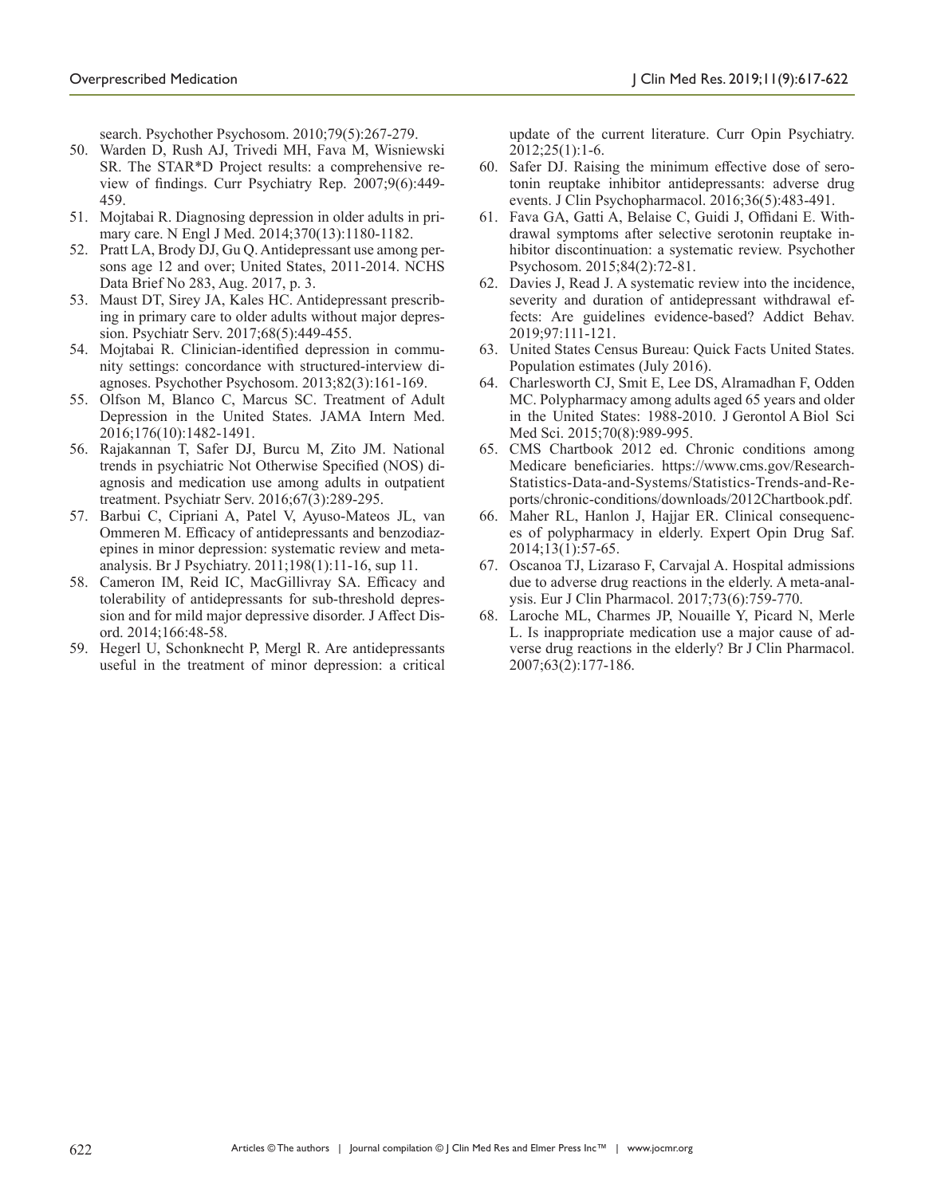search. Psychother Psychosom. 2010;79(5):267-279.

50. Warden D, Rush AJ, Trivedi MH, Fava M, Wisniewski SR. The STAR*D Project results: a comprehensive review of findings. Curr Psychiatry Rep. 2007;9(6):449-459.
51. Mojtabai R. Diagnosing depression in older adults in primary care. N Engl J Med. 2014;370(13):1180-1182.
52. Pratt LA, Brody DJ, Gu Q. Antidepressant use among persons age 12 and over; United States, 2011-2014. NCHS Data Brief No 283, Aug. 2017, p. 3.
53. Maust DT, Sirey JA, Kales HC. Antidepressant prescribing in primary care to older adults without major depression. Psychiatr Serv. 2017;68(5):449-455.
54. Mojtabai R. Clinician-identified depression in community settings: concordance with structured-interview diagnoses. Psychother Psychosom. 2013;82(3):161-169.
55. Olfson M, Blanco C, Marcus SC. Treatment of Adult Depression in the United States. JAMA Intern Med. 2016;176(10):1482-1491.
56. Rajakannan T, Safer DJ, Burcu M, Zito JM. National trends in psychiatric Not Otherwise Specified (NOS) diagnosis and medication use among adults in outpatient treatment. Psychiatr Serv. 2016;67(3):289-295.
57. Barbui C, Cipriani A, Patel V, Ayuso-Mateos JL, van Ommeren M. Efficacy of antidepressants and benzodiazepines in minor depression: systematic review and meta-analysis. Br J Psychiatry. 2011;198(1):11-16, sup 11.
58. Cameron IM, Reid IC, MacGillivray SA. Efficacy and tolerability of antidepressants for sub-threshold depression and for mild major depressive disorder. J Affect Disord. 2014;166:48-58.
59. Hegerl U, Schonknecht P, Mergl R. Are antidepressants useful in the treatment of minor depression: a critical update of the current literature. Curr Opin Psychiatry. 2012;25(1):1-6.
60. Safer DJ. Raising the minimum effective dose of serotonin reuptake inhibitor antidepressants: adverse drug events. J Clin Psychopharmacol. 2016;36(5):483-491.
61. Fava GA, Gatti A, Belaise C, Guidi J, Offidani E. Withdrawal symptoms after selective serotonin reuptake inhibitor discontinuation: a systematic review. Psychother Psychosom. 2015;84(2):72-81.
62. Davies J, Read J. A systematic review into the incidence, severity and duration of antidepressant withdrawal effects: Are guidelines evidence-based? Addict Behav. 2019;97:111-121.
63. United States Census Bureau: Quick Facts United States. Population estimates (July 2016).
64. Charlesworth CJ, Smit E, Lee DS, Alramadhan F, Odden MC. Polypharmacy among adults aged 65 years and older in the United States: 1988-2010. J Gerontol A Biol Sci Med Sci. 2015;70(8):989-995.
65. CMS Chartbook 2012 ed. Chronic conditions among Medicare beneficiaries. https://www.cms.gov/Research-Statistics-Data-and-Systems/Statistics-Trends-and-Reports/chronic-conditions/downloads/2012Chartbook.pdf.
66. Maher RL, Hanlon J, Hajjar ER. Clinical consequences of polypharmacy in elderly. Expert Opin Drug Saf. 2014;13(1):57-65.
67. Oscanoa TJ, Lizaraso F, Carvajal A. Hospital admissions due to adverse drug reactions in the elderly. A meta-analysis. Eur J Clin Pharmacol. 2017;73(6):759-770.
68. Laroche ML, Charmes JP, Nouaille Y, Picard N, Merle L. Is inappropriate medication use a major cause of adverse drug reactions in the elderly? Br J Clin Pharmacol. 2007;63(2):177-186.